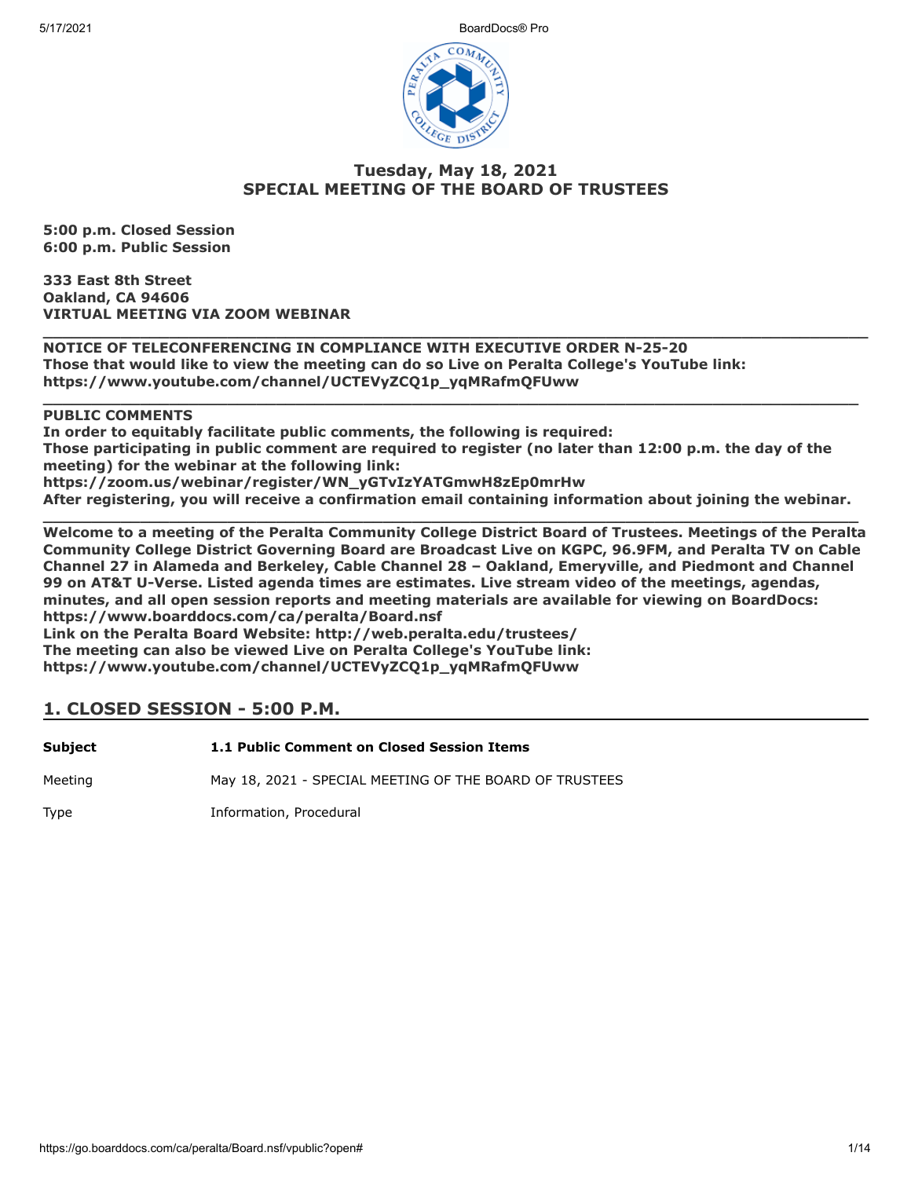# Tuesday, May 18, 2021
# SPECIAL MEETING OF THE BOARD OF TRUSTEES

**5:00 p.m. Closed Session**
**6:00 p.m. Public Session**

**333 East 8th Street**
**Oakland, CA 94606**
**VIRTUAL MEETING VIA ZOOM WEBINAR**

---

**NOTICE OF TELECONFERENCING IN COMPLIANCE WITH EXECUTIVE ORDER N-25-20**
**Those that would like to view the meeting can do so Live on Peralta College's YouTube link:**
**https://www.youtube.com/channel/UCTEVyZCQ1p_yqMRafmQFUww**

---

**PUBLIC COMMENTS**
**In order to equitably facilitate public comments, the following is required:**
**Those participating in public comment are required to register (no later than 12:00 p.m. the day of the meeting) for the webinar at the following link:**
**https://zoom.us/webinar/register/WN_yGTvIzYATGmwH8zEp0mrHw**
**After registering, you will receive a confirmation email containing information about joining the webinar.**

---

**Welcome to a meeting of the Peralta Community College District Board of Trustees. Meetings of the Peralta Community College District Governing Board are Broadcast Live on KGPC, 96.9FM, and Peralta TV on Cable Channel 27 in Alameda and Berkeley, Cable Channel 28 – Oakland, Emeryville, and Piedmont and Channel 99 on AT&T U-Verse. Listed agenda times are estimates. Live stream video of the meetings, agendas, minutes, and all open session reports and meeting materials are available for viewing on BoardDocs: https://www.boarddocs.com/ca/peralta/Board.nsf**
**Link on the Peralta Board Website: http://web.peralta.edu/trustees/**
**The meeting can also be viewed Live on Peralta College's YouTube link:**
**https://www.youtube.com/channel/UCTEVyZCQ1p_yqMRafmQFUww**

## 1. CLOSED SESSION - 5:00 P.M.

| | |
|---|---|
| **Subject** | **1.1 Public Comment on Closed Session Items** |
| Meeting | May 18, 2021 - SPECIAL MEETING OF THE BOARD OF TRUSTEES |
| Type | Information, Procedural |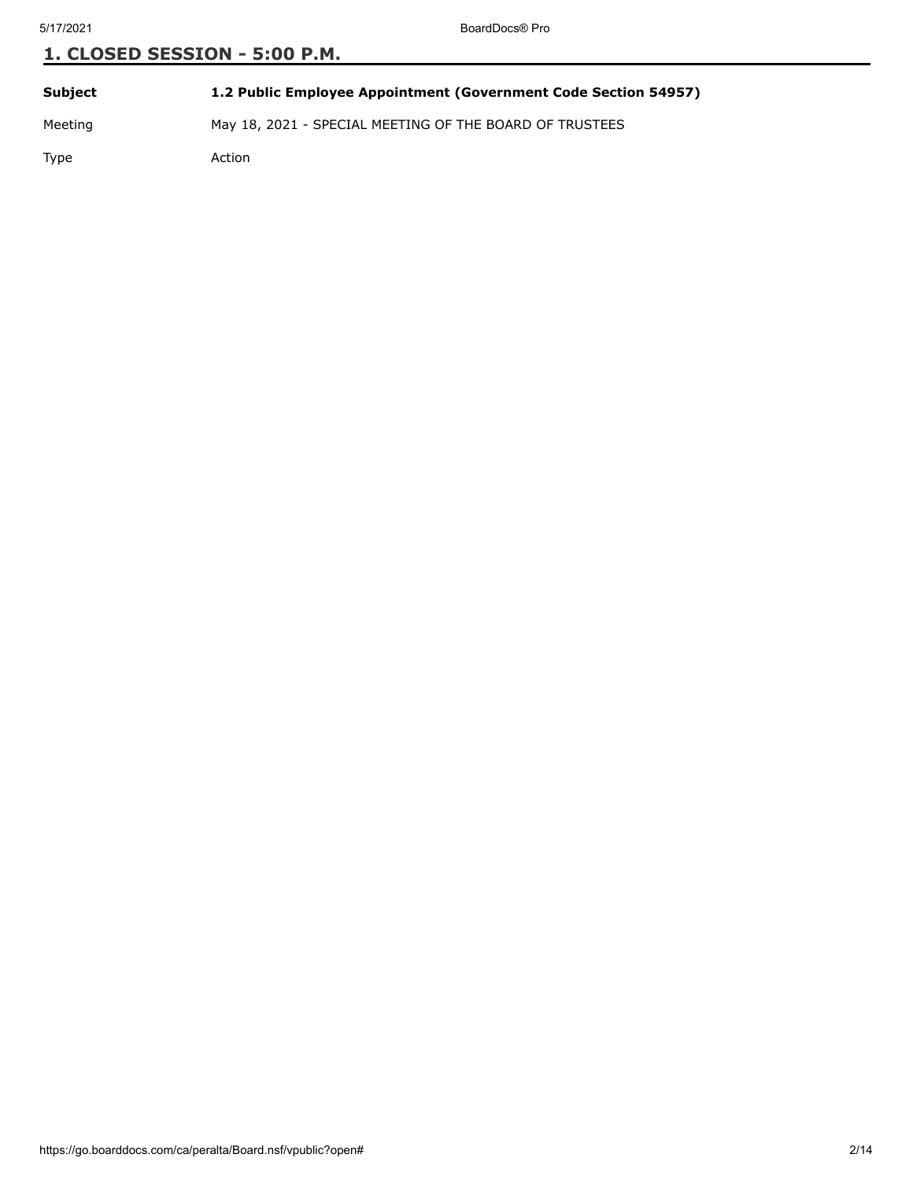## 1. CLOSED SESSION - 5:00 P.M.

| | |
|---|---|
| **Subject** | **1.2 Public Employee Appointment (Government Code Section 54957)** |
| Meeting | May 18, 2021 - SPECIAL MEETING OF THE BOARD OF TRUSTEES |
| Type | Action |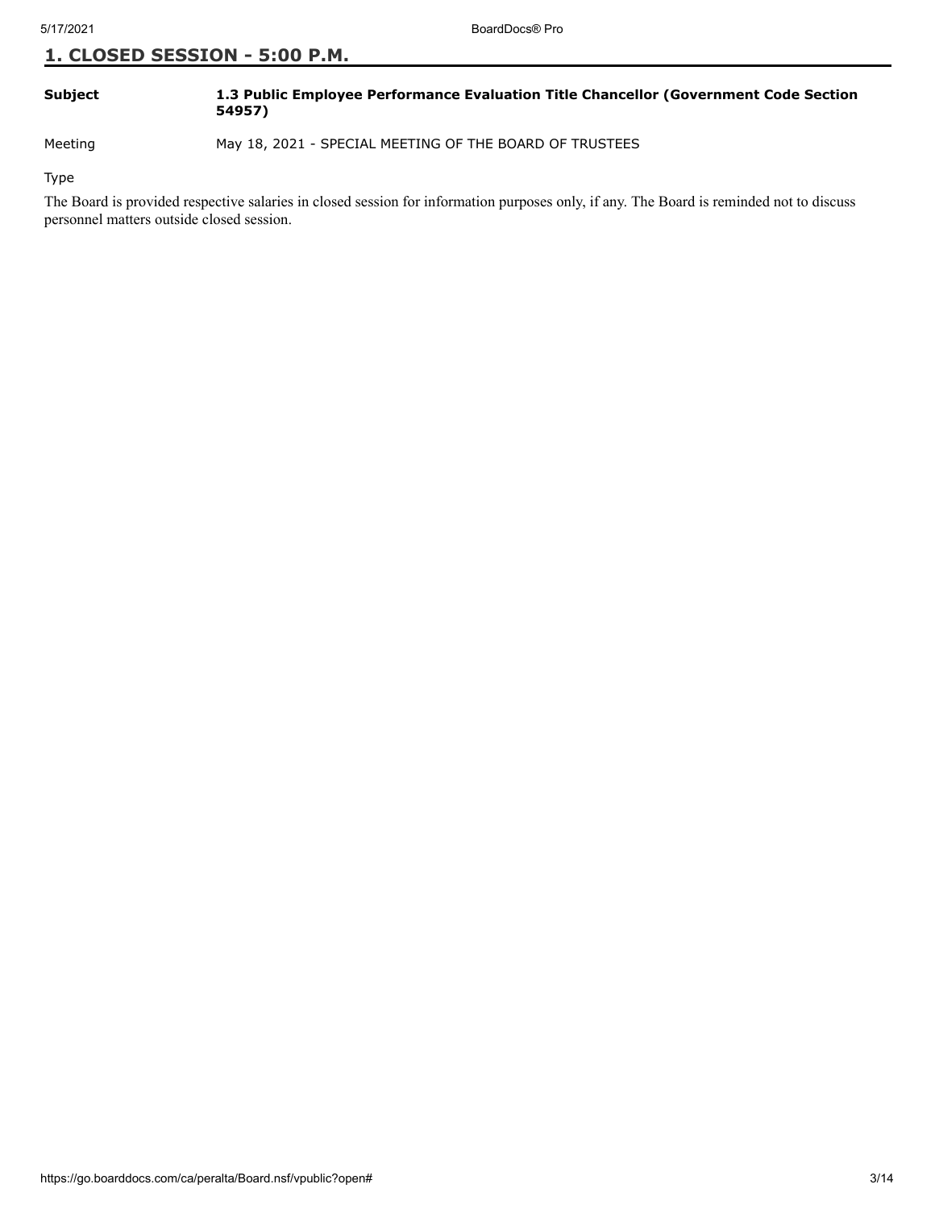## 1. CLOSED SESSION - 5:00 P.M.

| | |
|---|---|
| **Subject** | **1.3 Public Employee Performance Evaluation Title Chancellor (Government Code Section 54957)** |
| Meeting | May 18, 2021 - SPECIAL MEETING OF THE BOARD OF TRUSTEES |
| Type | |

The Board is provided respective salaries in closed session for information purposes only, if any. The Board is reminded not to discuss personnel matters outside closed session.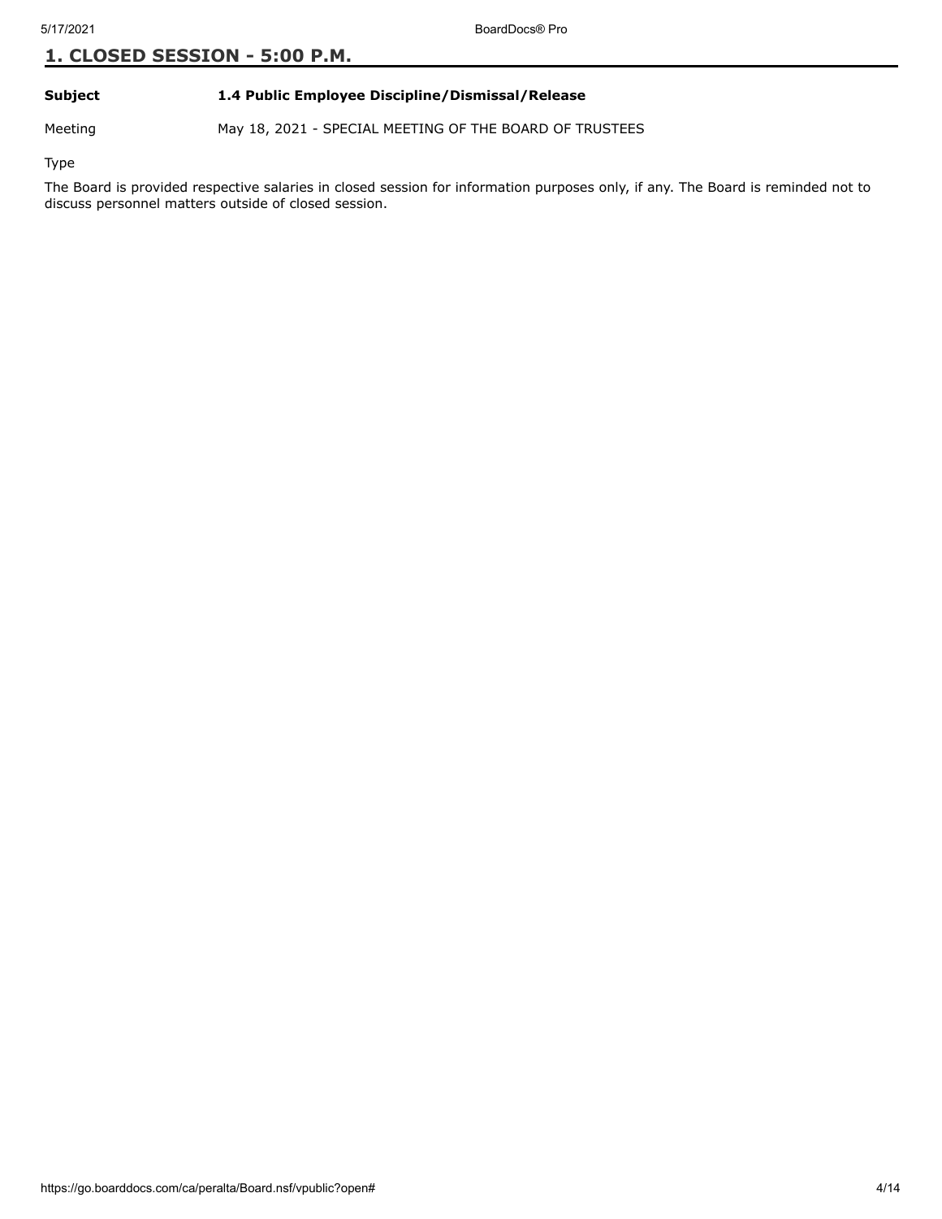## 1. CLOSED SESSION - 5:00 P.M.

| | |
|---|---|
| **Subject** | **1.4 Public Employee Discipline/Dismissal/Release** |
| Meeting | May 18, 2021 - SPECIAL MEETING OF THE BOARD OF TRUSTEES |
| Type | |

The Board is provided respective salaries in closed session for information purposes only, if any. The Board is reminded not to discuss personnel matters outside of closed session.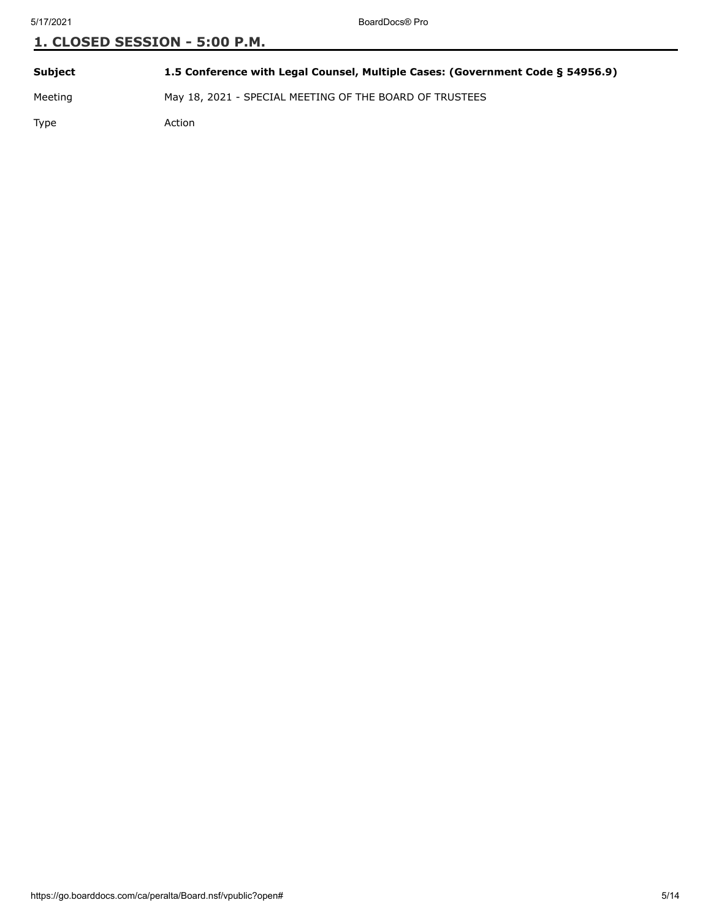## 1. CLOSED SESSION - 5:00 P.M.

| | |
|---|---|
| **Subject** | **1.5 Conference with Legal Counsel, Multiple Cases: (Government Code § 54956.9)** |
| Meeting | May 18, 2021 - SPECIAL MEETING OF THE BOARD OF TRUSTEES |
| Type | Action |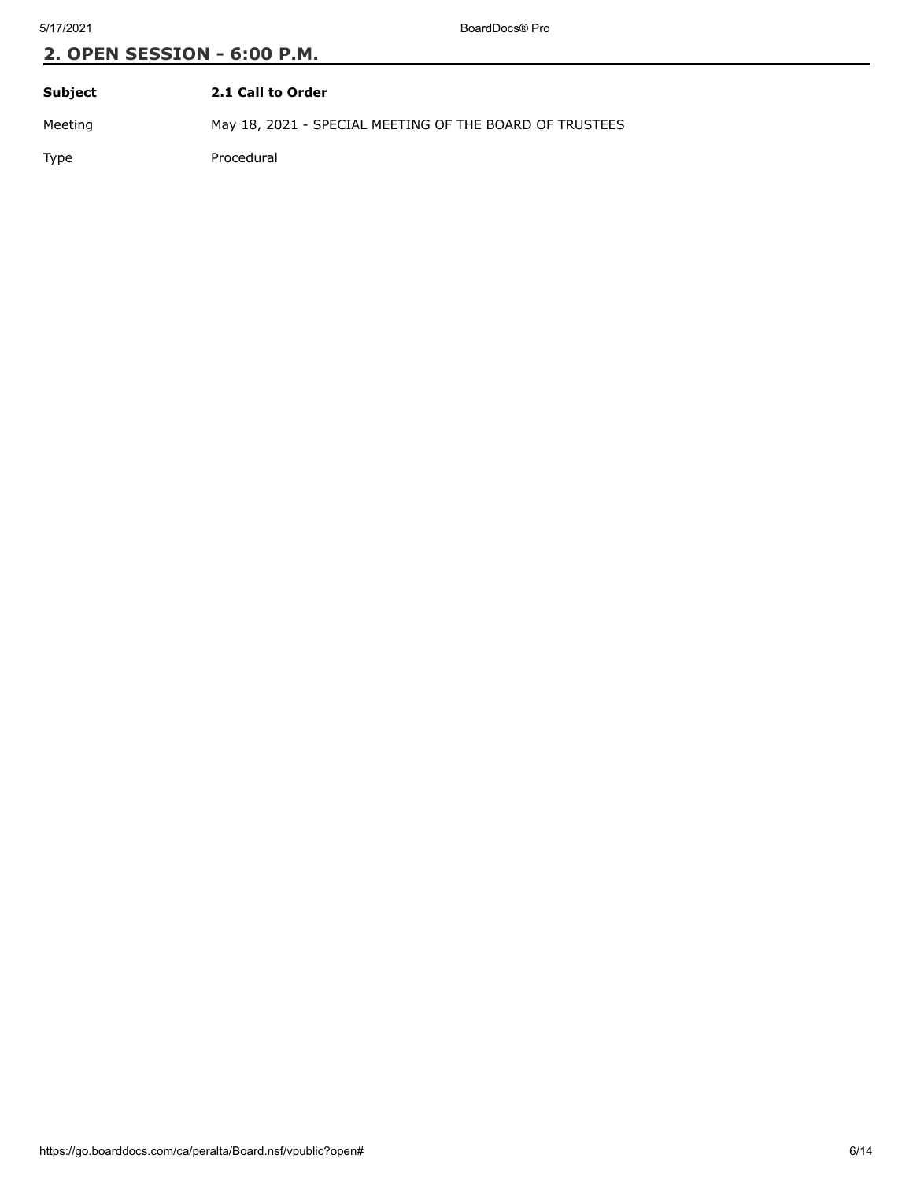## 2. OPEN SESSION - 6:00 P.M.

| **Subject** | **2.1 Call to Order** |
|---|---|
| Meeting | May 18, 2021 - SPECIAL MEETING OF THE BOARD OF TRUSTEES |
| Type | Procedural |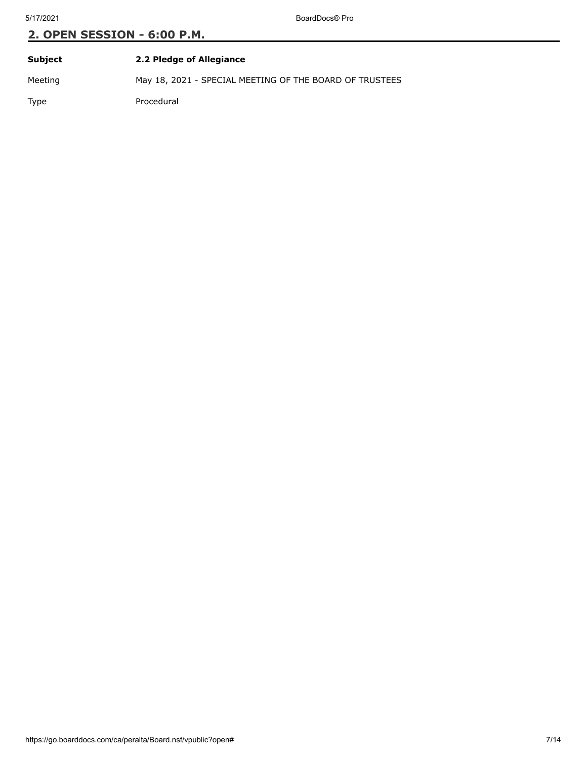## 2. OPEN SESSION - 6:00 P.M.

| **Subject** | **2.2 Pledge of Allegiance** |
| --- | --- |
| Meeting | May 18, 2021 - SPECIAL MEETING OF THE BOARD OF TRUSTEES |
| Type | Procedural |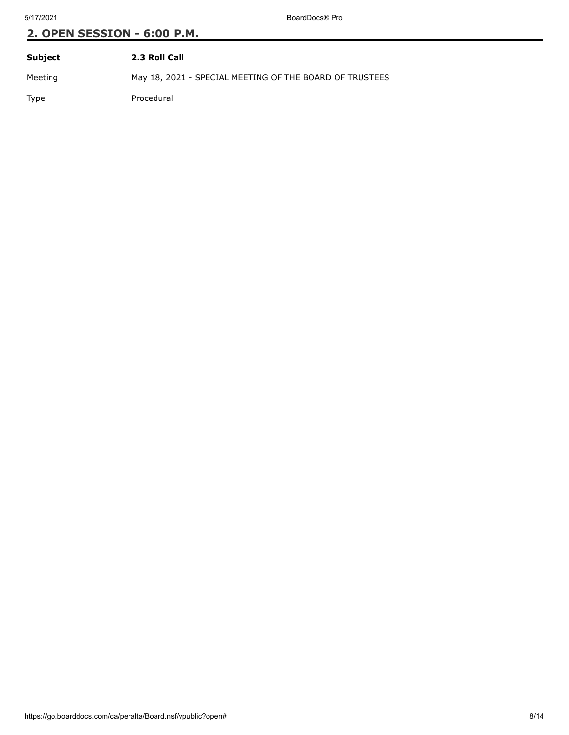## 2. OPEN SESSION - 6:00 P.M.

| **Subject** | **2.3 Roll Call** |
| --- | --- |
| Meeting | May 18, 2021 - SPECIAL MEETING OF THE BOARD OF TRUSTEES |
| Type | Procedural |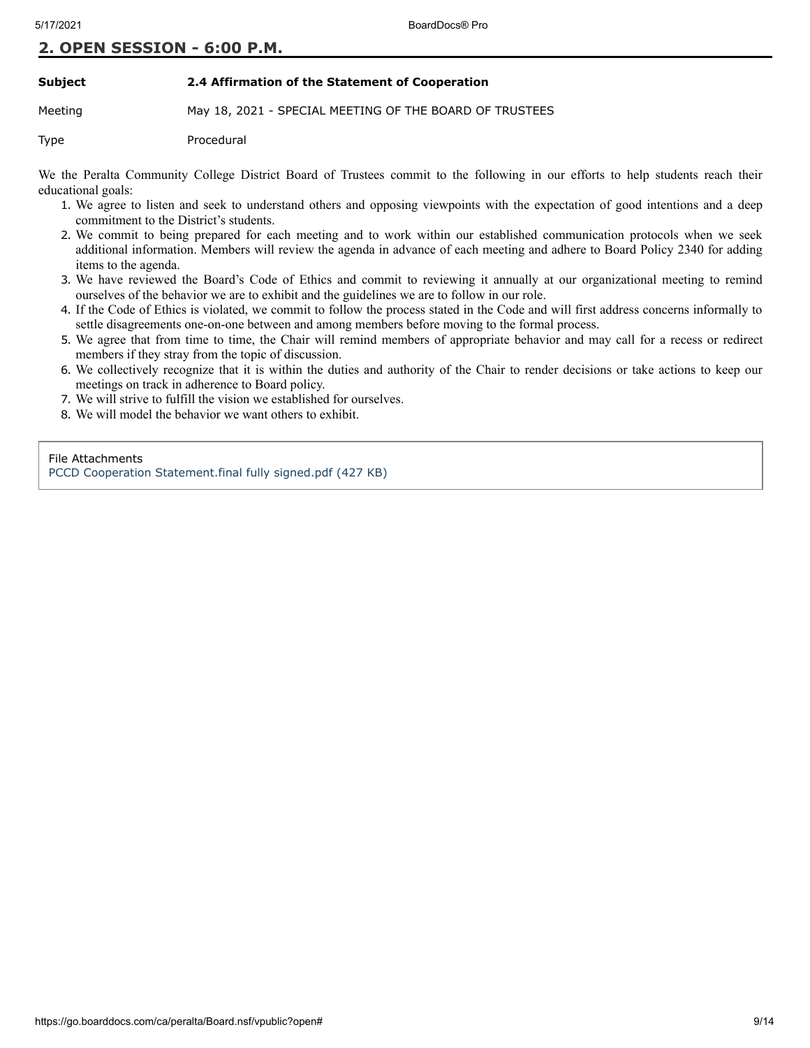## 2. OPEN SESSION - 6:00 P.M.

| | |
|---|---|
| **Subject** | **2.4 Affirmation of the Statement of Cooperation** |
| Meeting | May 18, 2021 - SPECIAL MEETING OF THE BOARD OF TRUSTEES |
| Type | Procedural |

We the Peralta Community College District Board of Trustees commit to the following in our efforts to help students reach their educational goals:

1. We agree to listen and seek to understand others and opposing viewpoints with the expectation of good intentions and a deep commitment to the District's students.
2. We commit to being prepared for each meeting and to work within our established communication protocols when we seek additional information. Members will review the agenda in advance of each meeting and adhere to Board Policy 2340 for adding items to the agenda.
3. We have reviewed the Board's Code of Ethics and commit to reviewing it annually at our organizational meeting to remind ourselves of the behavior we are to exhibit and the guidelines we are to follow in our role.
4. If the Code of Ethics is violated, we commit to follow the process stated in the Code and will first address concerns informally to settle disagreements one-on-one between and among members before moving to the formal process.
5. We agree that from time to time, the Chair will remind members of appropriate behavior and may call for a recess or redirect members if they stray from the topic of discussion.
6. We collectively recognize that it is within the duties and authority of the Chair to render decisions or take actions to keep our meetings on track in adherence to Board policy.
7. We will strive to fulfill the vision we established for ourselves.
8. We will model the behavior we want others to exhibit.

File Attachments
PCCD Cooperation Statement.final fully signed.pdf (427 KB)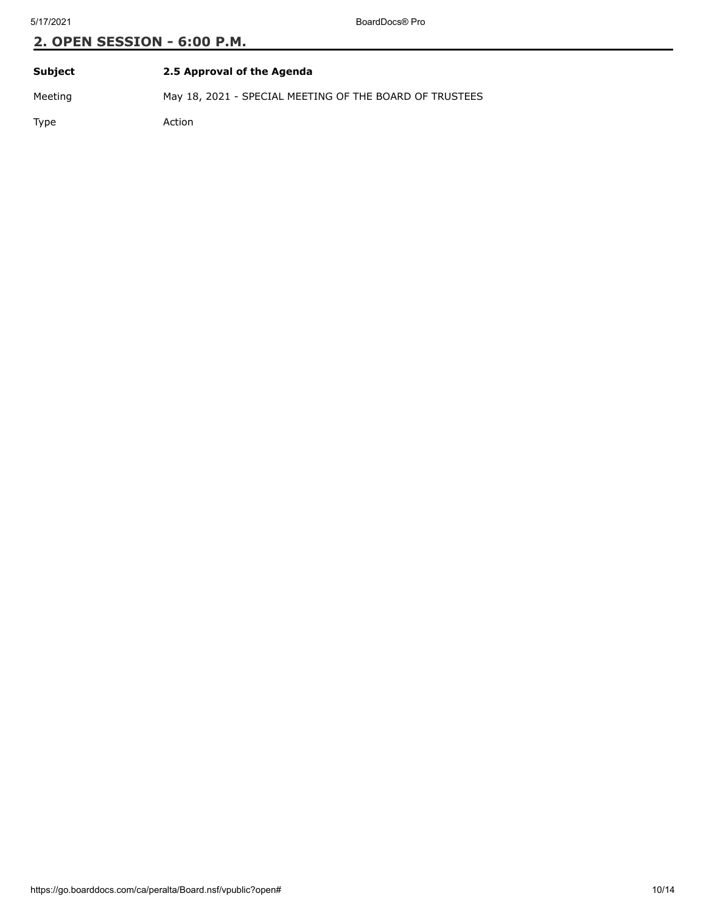## 2. OPEN SESSION - 6:00 P.M.

| **Subject** | **2.5 Approval of the Agenda** |
|---|---|
| Meeting | May 18, 2021 - SPECIAL MEETING OF THE BOARD OF TRUSTEES |
| Type | Action |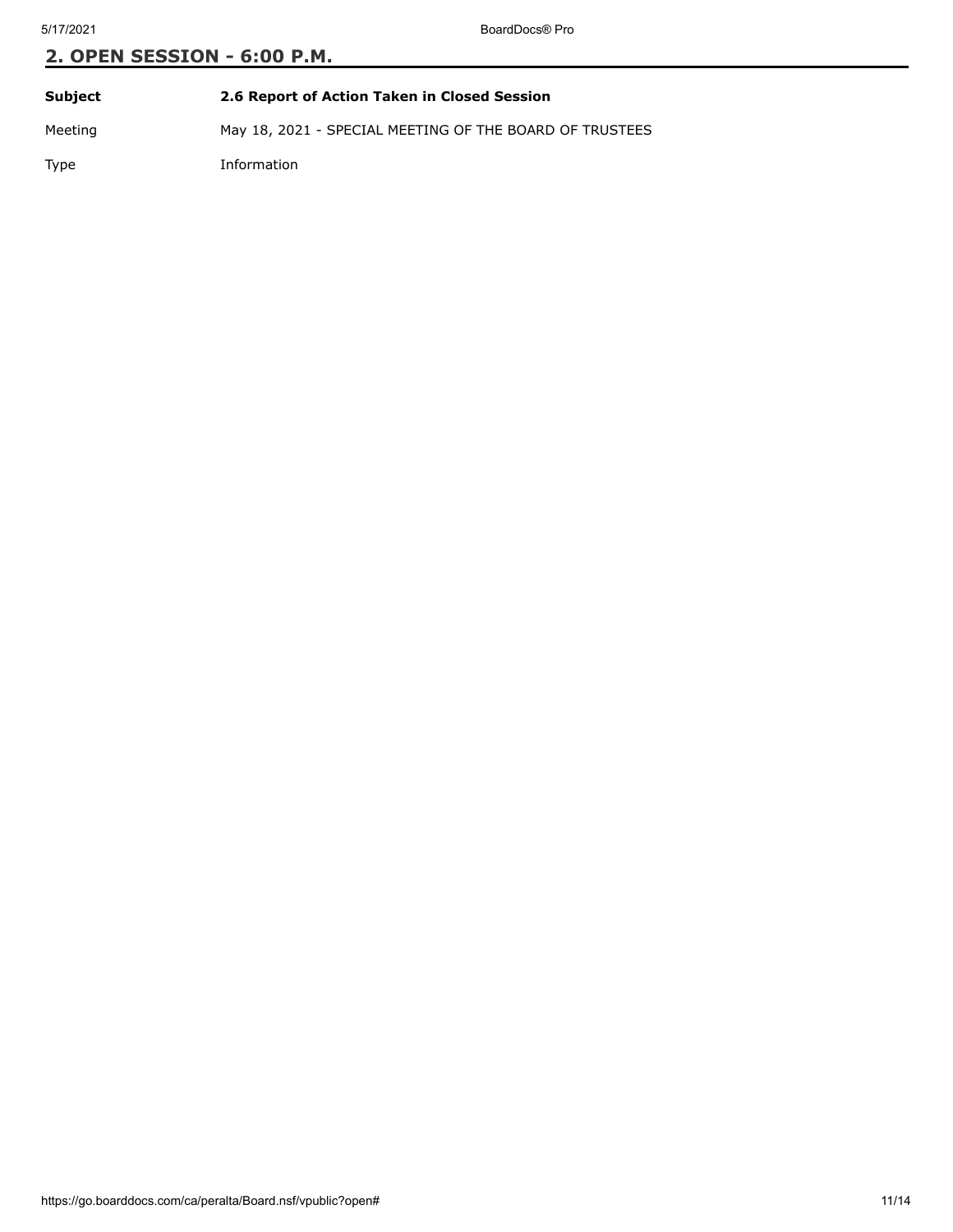## 2. OPEN SESSION - 6:00 P.M.

| | |
|---|---|
| **Subject** | **2.6 Report of Action Taken in Closed Session** |
| Meeting | May 18, 2021 - SPECIAL MEETING OF THE BOARD OF TRUSTEES |
| Type | Information |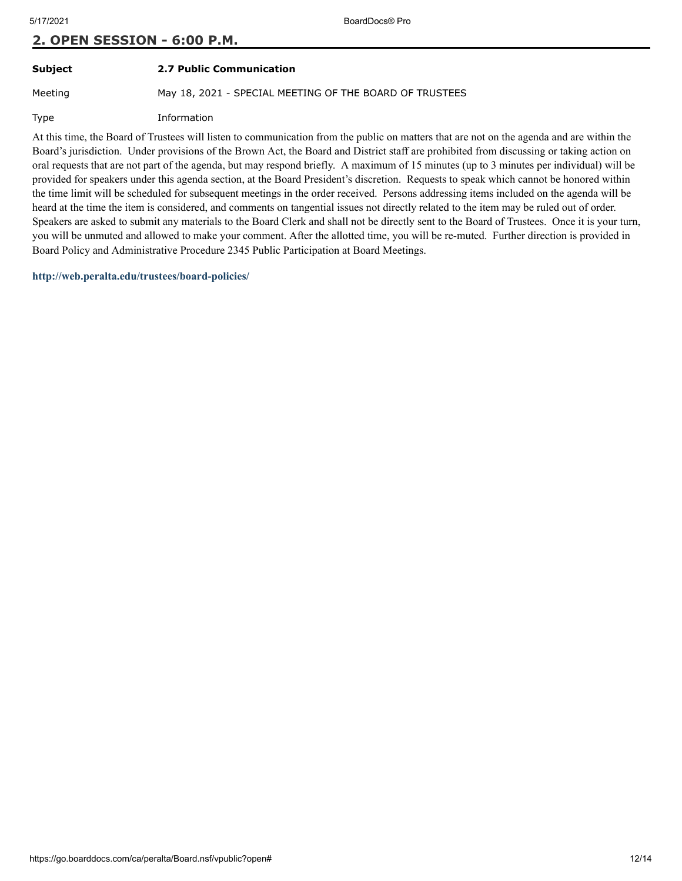## 2. OPEN SESSION - 6:00 P.M.

| | |
|---|---|
| **Subject** | **2.7 Public Communication** |
| Meeting | May 18, 2021 - SPECIAL MEETING OF THE BOARD OF TRUSTEES |
| Type | Information |

At this time, the Board of Trustees will listen to communication from the public on matters that are not on the agenda and are within the Board's jurisdiction. Under provisions of the Brown Act, the Board and District staff are prohibited from discussing or taking action on oral requests that are not part of the agenda, but may respond briefly. A maximum of 15 minutes (up to 3 minutes per individual) will be provided for speakers under this agenda section, at the Board President's discretion. Requests to speak which cannot be honored within the time limit will be scheduled for subsequent meetings in the order received. Persons addressing items included on the agenda will be heard at the time the item is considered, and comments on tangential issues not directly related to the item may be ruled out of order. Speakers are asked to submit any materials to the Board Clerk and shall not be directly sent to the Board of Trustees. Once it is your turn, you will be unmuted and allowed to make your comment. After the allotted time, you will be re-muted. Further direction is provided in Board Policy and Administrative Procedure 2345 Public Participation at Board Meetings.

**http://web.peralta.edu/trustees/board-policies/**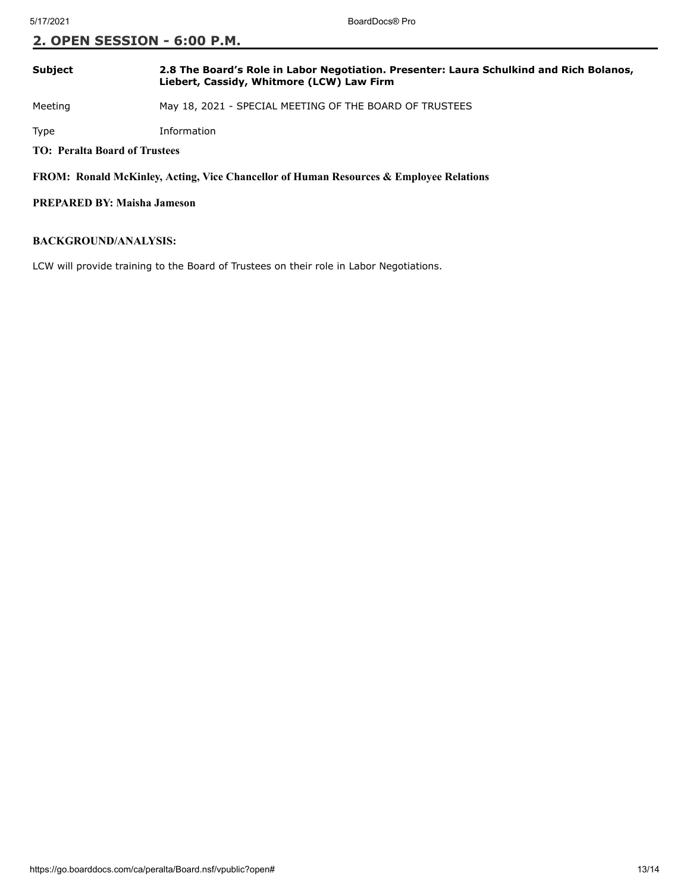## 2. OPEN SESSION - 6:00 P.M.

| | |
|---|---|
| **Subject** | **2.8 The Board's Role in Labor Negotiation. Presenter: Laura Schulkind and Rich Bolanos, Liebert, Cassidy, Whitmore (LCW) Law Firm** |
| Meeting | May 18, 2021 - SPECIAL MEETING OF THE BOARD OF TRUSTEES |
| Type | Information |

**TO: Peralta Board of Trustees**

**FROM: Ronald McKinley, Acting, Vice Chancellor of Human Resources & Employee Relations**

**PREPARED BY: Maisha Jameson**

**BACKGROUND/ANALYSIS:**

LCW will provide training to the Board of Trustees on their role in Labor Negotiations.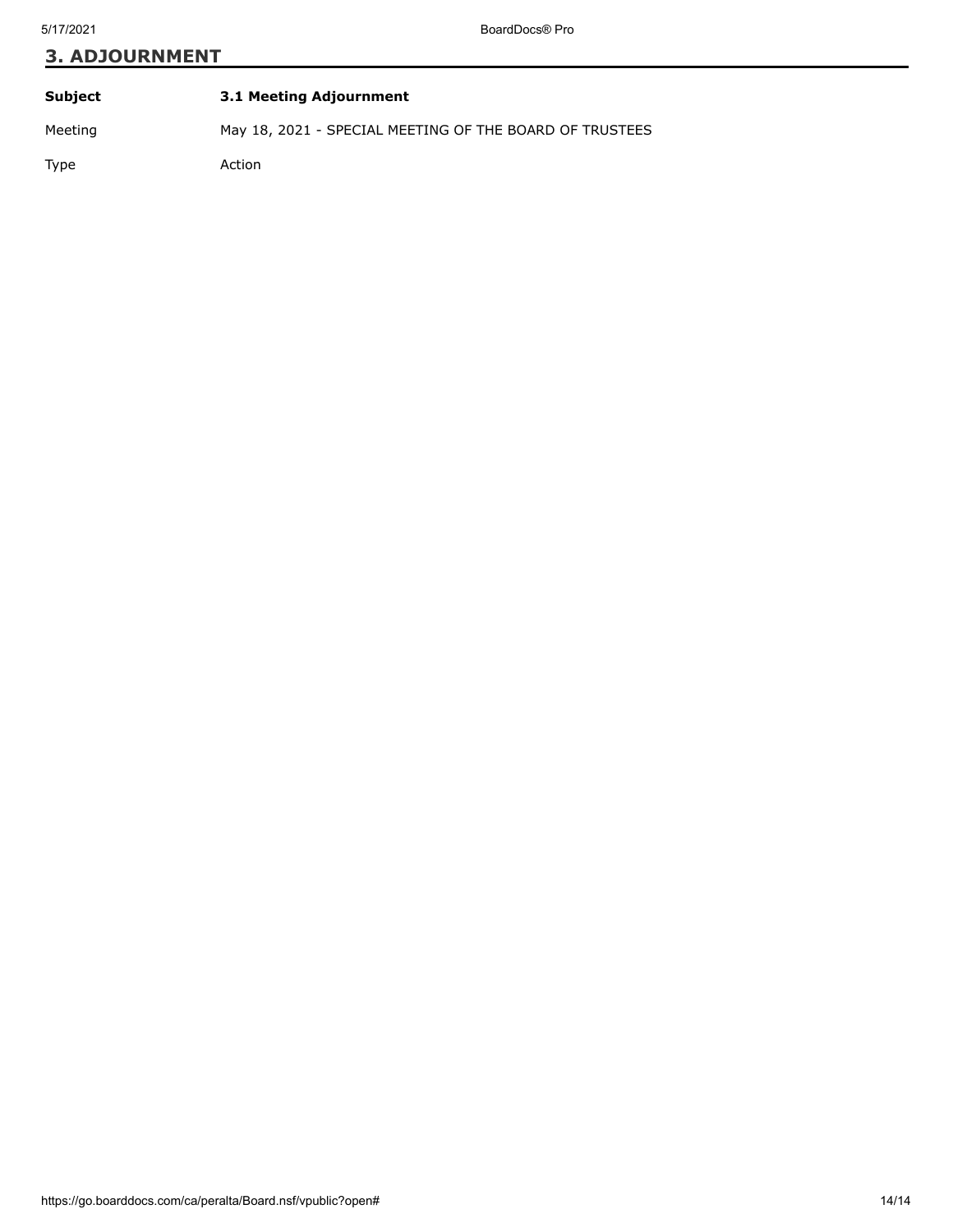## 3. ADJOURNMENT

| | |
|---|---|
| **Subject** | **3.1 Meeting Adjournment** |
| Meeting | May 18, 2021 - SPECIAL MEETING OF THE BOARD OF TRUSTEES |
| Type | Action |